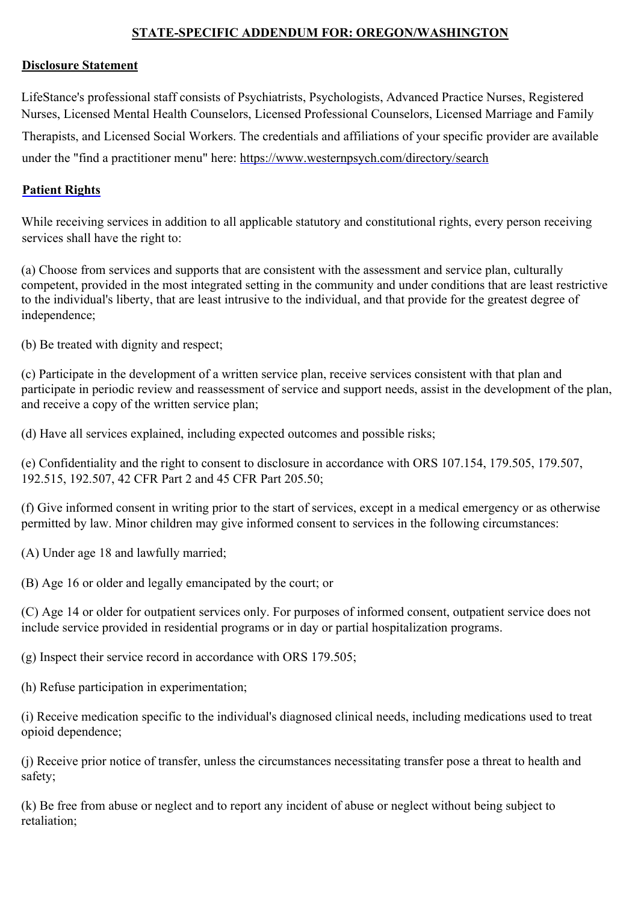# STATE-SPECIFIC ADDENDUM FOR: OREGON/WASHINGTON

## Disclosure Statement

LifeStance's professional staff consists of Psychiatrists, Psychologists, Advanced Practice Nurses, Registered Nurses, Licensed Mental Health Counselors, Licensed Professional Counselors, Licensed Marriage and Family Therapists, and Licensed Social Workers. The credentials and affiliations of your specific provider are available under the "find a practitioner menu" here: https://www.westernpsych.com/directory/search

## Patient Rights

While receiving services in addition to all applicable statutory and constitutional rights, every person receiving services shall have the right to:

(a) Choose from services and supports that are consistent with the assessment and service plan, culturally competent, provided in the most integrated setting in the community and under conditions that are least restrictive to the individual's liberty, that are least intrusive to the individual, and that provide for the greatest degree of independence;

(b) Be treated with dignity and respect;

(c) Participate in the development of a written service plan, receive services consistent with that plan and participate in periodic review and reassessment of service and support needs, assist in the development of the plan, and receive a copy of the written service plan;

(d) Have all services explained, including expected outcomes and possible risks;

(e) Confidentiality and the right to consent to disclosure in accordance with ORS 107.154, 179.505, 179.507, 192.515, 192.507, 42 CFR Part 2 and 45 CFR Part 205.50;

(f) Give informed consent in writing prior to the start of services, except in a medical emergency or as otherwise permitted by law. Minor children may give informed consent to services in the following circumstances:

(A) Under age 18 and lawfully married;

(B) Age 16 or older and legally emancipated by the court; or

(C) Age 14 or older for outpatient services only. For purposes of informed consent, outpatient service does not include service provided in residential programs or in day or partial hospitalization programs.

(g) Inspect their service record in accordance with ORS 179.505;

(h) Refuse participation in experimentation;

(i) Receive medication specific to the individual's diagnosed clinical needs, including medications used to treat opioid dependence;

(j) Receive prior notice of transfer, unless the circumstances necessitating transfer pose a threat to health and safety;

(k) Be free from abuse or neglect and to report any incident of abuse or neglect without being subject to retaliation;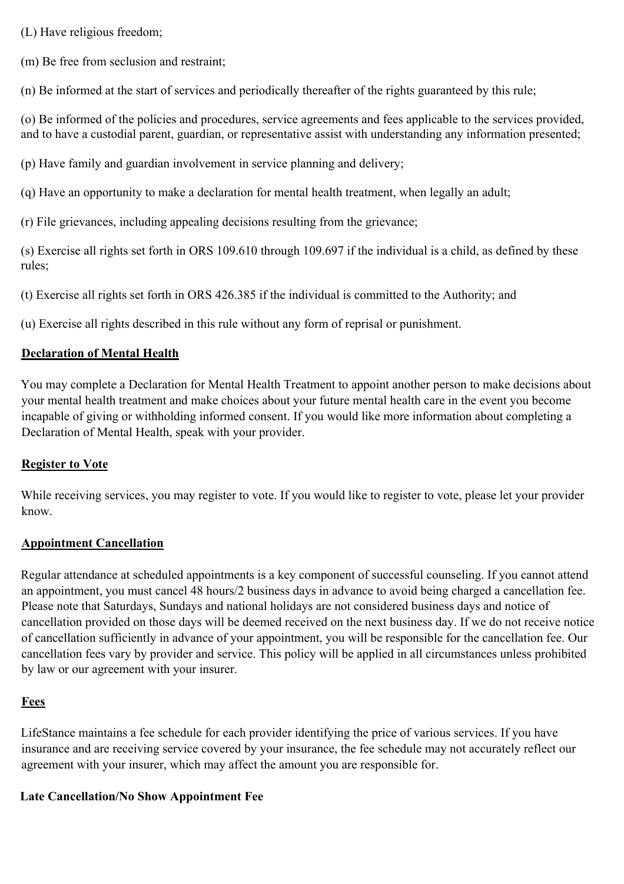(L) Have religious freedom;

(m) Be free from seclusion and restraint;

(n) Be informed at the start of services and periodically thereafter of the rights guaranteed by this rule;

(o) Be informed of the policies and procedures, service agreements and fees applicable to the services provided, and to have a custodial parent, guardian, or representative assist with understanding any information presented;

(p) Have family and guardian involvement in service planning and delivery;

(q) Have an opportunity to make a declaration for mental health treatment, when legally an adult;

(r) File grievances, including appealing decisions resulting from the grievance;

(s) Exercise all rights set forth in ORS 109.610 through 109.697 if the individual is a child, as defined by these rules;

(t) Exercise all rights set forth in ORS 426.385 if the individual is committed to the Authority; and

(u) Exercise all rights described in this rule without any form of reprisal or punishment.

## Declaration of Mental Health

You may complete a Declaration for Mental Health Treatment to appoint another person to make decisions about your mental health treatment and make choices about your future mental health care in the event you become incapable of giving or withholding informed consent. If you would like more information about completing a Declaration of Mental Health, speak with your provider.

## Register to Vote

While receiving services, you may register to vote. If you would like to register to vote, please let your provider know.

## Appointment Cancellation

Regular attendance at scheduled appointments is a key component of successful counseling. If you cannot attend an appointment, you must cancel 48 hours/2 business days in advance to avoid being charged a cancellation fee. Please note that Saturdays, Sundays and national holidays are not considered business days and notice of cancellation provided on those days will be deemed received on the next business day. If we do not receive notice of cancellation sufficiently in advance of your appointment, you will be responsible for the cancellation fee. Our cancellation fees vary by provider and service. This policy will be applied in all circumstances unless prohibited by law or our agreement with your insurer.

## Fees

LifeStance maintains a fee schedule for each provider identifying the price of various services. If you have insurance and are receiving service covered by your insurance, the fee schedule may not accurately reflect our agreement with your insurer, which may affect the amount you are responsible for.

**Late Cancellation/No Show Appointment Fee**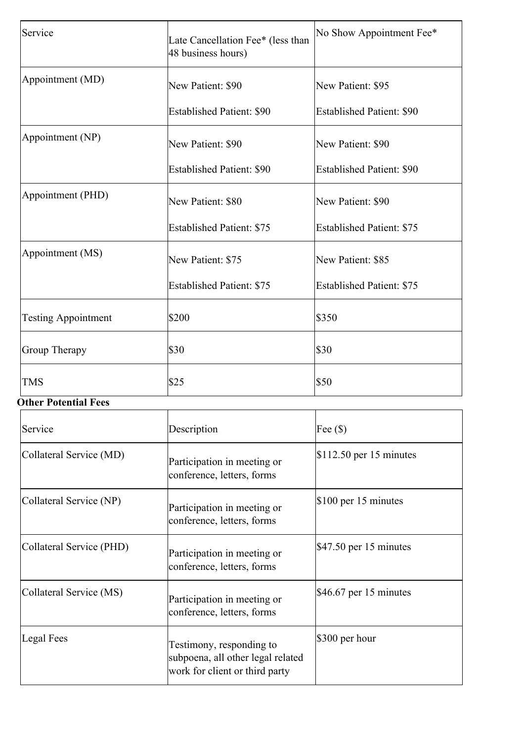| Service | Late Cancellation Fee* (less than 48 business hours) | No Show Appointment Fee* |
| --- | --- | --- |
| Appointment (MD) | New Patient: $90<br><br>Established Patient: $90 | New Patient: $95<br><br>Established Patient: $90 |
| Appointment (NP) | New Patient: $90<br><br>Established Patient: $90 | New Patient: $90<br><br>Established Patient: $90 |
| Appointment (PHD) | New Patient: $80<br><br>Established Patient: $75 | New Patient: $90<br><br>Established Patient: $75 |
| Appointment (MS) | New Patient: $75<br><br>Established Patient: $75 | New Patient: $85<br><br>Established Patient: $75 |
| Testing Appointment | $200 | $350 |
| Group Therapy | $30 | $30 |
| TMS | $25 | $50 |

**Other Potential Fees**

| Service | Description | Fee ($) |
| --- | --- | --- |
| Collateral Service (MD) | Participation in meeting or conference, letters, forms | $112.50 per 15 minutes |
| Collateral Service (NP) | Participation in meeting or conference, letters, forms | $100 per 15 minutes |
| Collateral Service (PHD) | Participation in meeting or conference, letters, forms | $47.50 per 15 minutes |
| Collateral Service (MS) | Participation in meeting or conference, letters, forms | $46.67 per 15 minutes |
| Legal Fees | Testimony, responding to subpoena, all other legal related work for client or third party | $300 per hour |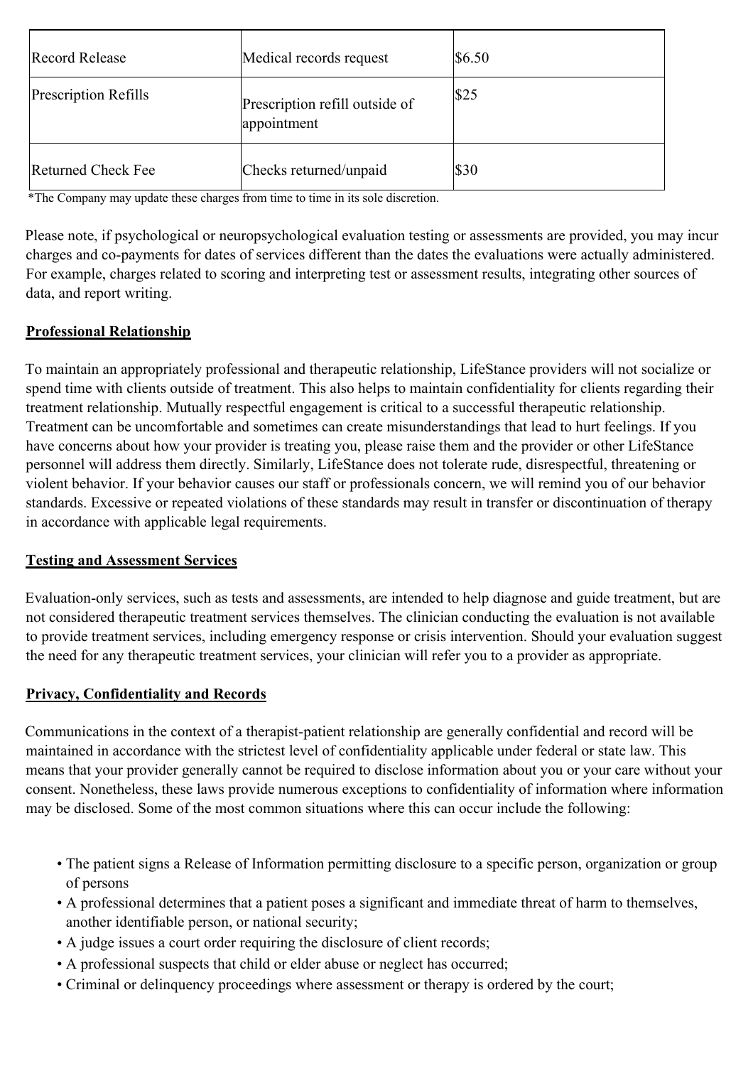| Record Release | Medical records request | $6.50 |
| --- | --- | --- |
| Prescription Refills | Prescription refill outside of appointment | $25 |
| Returned Check Fee | Checks returned/unpaid | $30 |

*The Company may update these charges from time to time in its sole discretion.

Please note, if psychological or neuropsychological evaluation testing or assessments are provided, you may incur charges and co-payments for dates of services different than the dates the evaluations were actually administered. For example, charges related to scoring and interpreting test or assessment results, integrating other sources of data, and report writing.

**Professional Relationship**

To maintain an appropriately professional and therapeutic relationship, LifeStance providers will not socialize or spend time with clients outside of treatment. This also helps to maintain confidentiality for clients regarding their treatment relationship. Mutually respectful engagement is critical to a successful therapeutic relationship. Treatment can be uncomfortable and sometimes can create misunderstandings that lead to hurt feelings. If you have concerns about how your provider is treating you, please raise them and the provider or other LifeStance personnel will address them directly. Similarly, LifeStance does not tolerate rude, disrespectful, threatening or violent behavior. If your behavior causes our staff or professionals concern, we will remind you of our behavior standards. Excessive or repeated violations of these standards may result in transfer or discontinuation of therapy in accordance with applicable legal requirements.

**Testing and Assessment Services**

Evaluation-only services, such as tests and assessments, are intended to help diagnose and guide treatment, but are not considered therapeutic treatment services themselves. The clinician conducting the evaluation is not available to provide treatment services, including emergency response or crisis intervention. Should your evaluation suggest the need for any therapeutic treatment services, your clinician will refer you to a provider as appropriate.

**Privacy, Confidentiality and Records**

Communications in the context of a therapist-patient relationship are generally confidential and record will be maintained in accordance with the strictest level of confidentiality applicable under federal or state law. This means that your provider generally cannot be required to disclose information about you or your care without your consent. Nonetheless, these laws provide numerous exceptions to confidentiality of information where information may be disclosed. Some of the most common situations where this can occur include the following:

- The patient signs a Release of Information permitting disclosure to a specific person, organization or group of persons
- A professional determines that a patient poses a significant and immediate threat of harm to themselves, another identifiable person, or national security;
- A judge issues a court order requiring the disclosure of client records;
- A professional suspects that child or elder abuse or neglect has occurred;
- Criminal or delinquency proceedings where assessment or therapy is ordered by the court;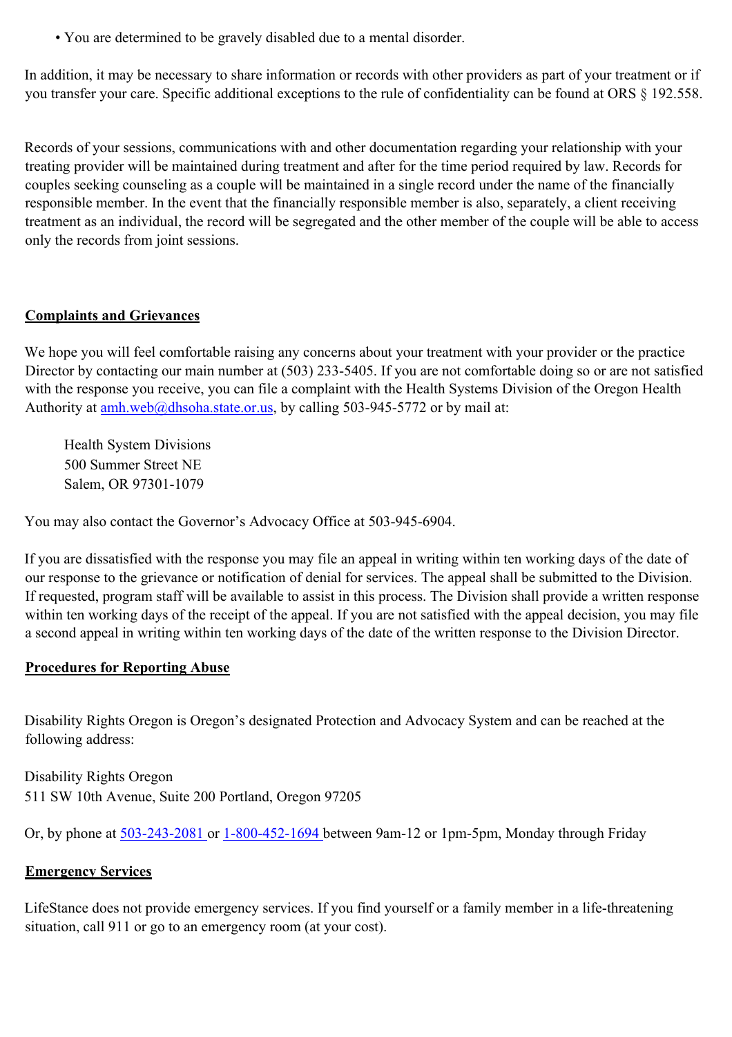- You are determined to be gravely disabled due to a mental disorder.

In addition, it may be necessary to share information or records with other providers as part of your treatment or if you transfer your care. Specific additional exceptions to the rule of confidentiality can be found at ORS § 192.558.

Records of your sessions, communications with and other documentation regarding your relationship with your treating provider will be maintained during treatment and after for the time period required by law. Records for couples seeking counseling as a couple will be maintained in a single record under the name of the financially responsible member. In the event that the financially responsible member is also, separately, a client receiving treatment as an individual, the record will be segregated and the other member of the couple will be able to access only the records from joint sessions.

**Complaints and Grievances**

We hope you will feel comfortable raising any concerns about your treatment with your provider or the practice Director by contacting our main number at (503) 233-5405. If you are not comfortable doing so or are not satisfied with the response you receive, you can file a complaint with the Health Systems Division of the Oregon Health Authority at amh.web@dhsoha.state.or.us, by calling 503-945-5772 or by mail at:

Health System Divisions
500 Summer Street NE
Salem, OR 97301-1079

You may also contact the Governor's Advocacy Office at 503-945-6904.

If you are dissatisfied with the response you may file an appeal in writing within ten working days of the date of our response to the grievance or notification of denial for services. The appeal shall be submitted to the Division. If requested, program staff will be available to assist in this process. The Division shall provide a written response within ten working days of the receipt of the appeal. If you are not satisfied with the appeal decision, you may file a second appeal in writing within ten working days of the date of the written response to the Division Director.

**Procedures for Reporting Abuse**

Disability Rights Oregon is Oregon's designated Protection and Advocacy System and can be reached at the following address:

Disability Rights Oregon
511 SW 10th Avenue, Suite 200 Portland, Oregon 97205

Or, by phone at 503-243-2081 or 1-800-452-1694 between 9am-12 or 1pm-5pm, Monday through Friday

**Emergency Services**

LifeStance does not provide emergency services. If you find yourself or a family member in a life-threatening situation, call 911 or go to an emergency room (at your cost).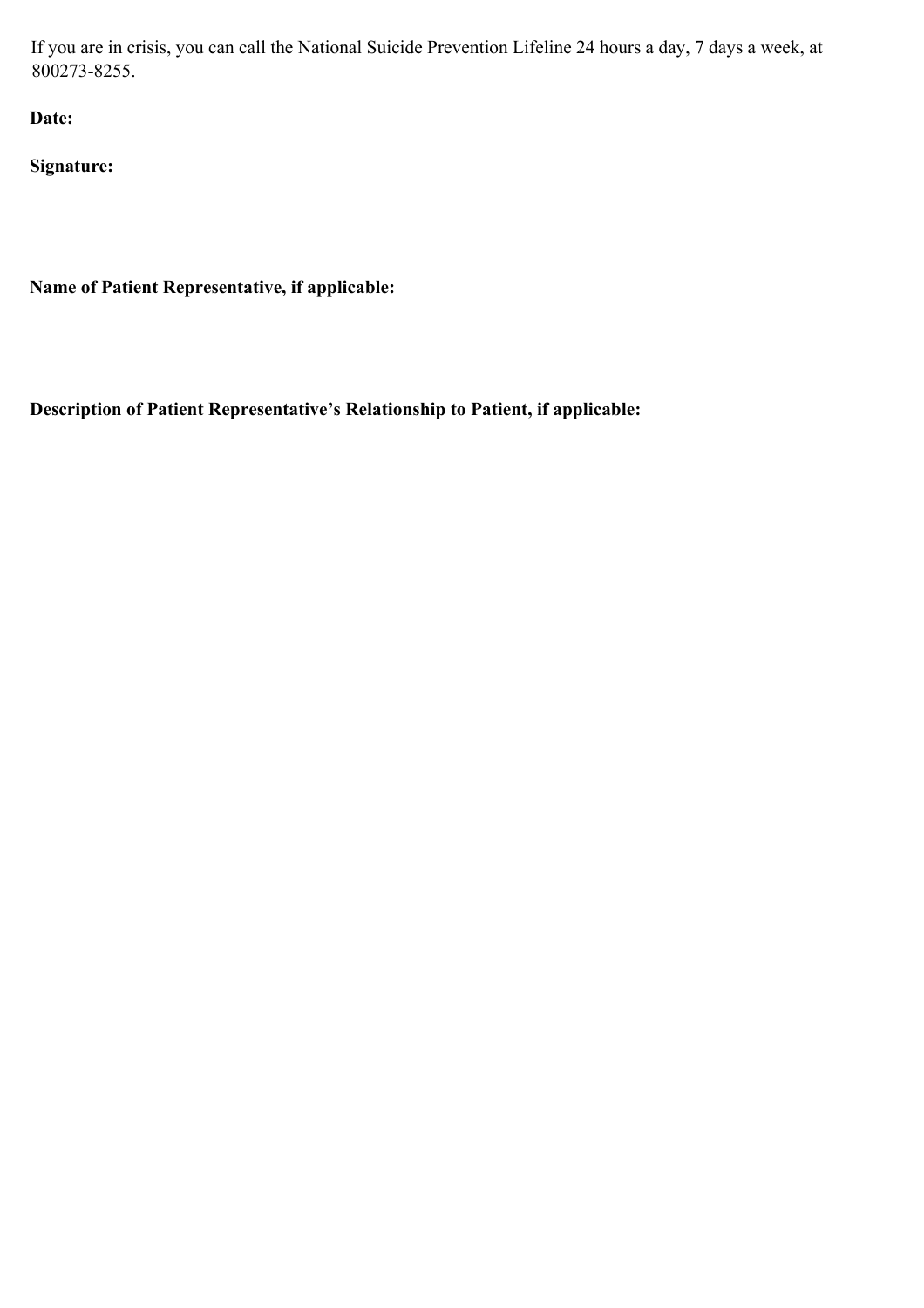If you are in crisis, you can call the National Suicide Prevention Lifeline 24 hours a day, 7 days a week, at 800273-8255.

**Date:**

**Signature:**

**Name of Patient Representative, if applicable:**

**Description of Patient Representative's Relationship to Patient, if applicable:**